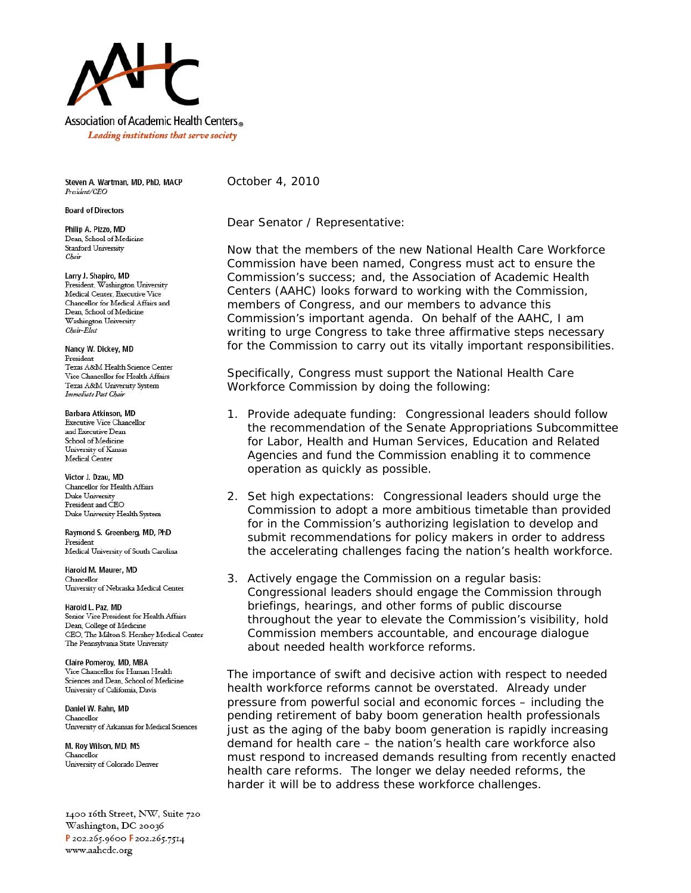Association of Academic Health Centers®

*Leading institutions that serve society*

**Steven A. Wartman, MD, PhD, MACP**
*President/CEO*

**Board of Directors**

**Philip A. Pizzo, MD**
Dean, School of Medicine
Stanford University
*Chair*

**Larry J. Shapiro, MD**
President, Washington University
Medical Center, Executive Vice
Chancellor for Medical Affairs and
Dean, School of Medicine
Washington University
*Chair-Elect*

**Nancy W. Dickey, MD**
President
Texas A&M Health Science Center
Vice Chancellor for Health Affairs
Texas A&M University System
*Immediate Past Chair*

**Barbara Atkinson, MD**
Executive Vice Chancellor
and Executive Dean
School of Medicine
University of Kansas
Medical Center

**Victor J. Dzau, MD**
Chancellor for Health Affairs
Duke University
President and CEO
Duke University Health System

**Raymond S. Greenberg, MD, PhD**
President
Medical University of South Carolina

**Harold M. Maurer, MD**
Chancellor
University of Nebraska Medical Center

**Harold L. Paz, MD**
Senior Vice President for Health Affairs
Dean, College of Medicine
CEO, The Milton S. Hershey Medical Center
The Pennsylvania State University

**Claire Pomeroy, MD, MBA**
Vice Chancellor for Human Health
Sciences and Dean, School of Medicine
University of California, Davis

**Daniel W. Rahn, MD**
Chancellor
University of Arkansas for Medical Sciences

**M. Roy Wilson, MD, MS**
Chancellor
University of Colorado Denver

1400 16th Street, NW, Suite 720
Washington, DC 20036
P 202.265.9600 F 202.265.7514
www.aahcdc.org

October 4, 2010

Dear Senator / Representative:

Now that the members of the new National Health Care Workforce Commission have been named, Congress must act to ensure the Commission's success; and, the Association of Academic Health Centers (AAHC) looks forward to working with the Commission, members of Congress, and our members to advance this Commission's important agenda. On behalf of the AAHC, I am writing to urge Congress to take three affirmative steps necessary for the Commission to carry out its vitally important responsibilities.

Specifically, Congress must support the National Health Care Workforce Commission by doing the following:

1. Provide adequate funding: Congressional leaders should follow the recommendation of the Senate Appropriations Subcommittee for Labor, Health and Human Services, Education and Related Agencies and fund the Commission enabling it to commence operation as quickly as possible.

2. Set high expectations: Congressional leaders should urge the Commission to adopt a more ambitious timetable than provided for in the Commission's authorizing legislation to develop and submit recommendations for policy makers in order to address the accelerating challenges facing the nation's health workforce.

3. Actively engage the Commission on a regular basis: Congressional leaders should engage the Commission through briefings, hearings, and other forms of public discourse throughout the year to elevate the Commission's visibility, hold Commission members accountable, and encourage dialogue about needed health workforce reforms.

The importance of swift and decisive action with respect to needed health workforce reforms cannot be overstated. Already under pressure from powerful social and economic forces – including the pending retirement of baby boom generation health professionals just as the aging of the baby boom generation is rapidly increasing demand for health care – the nation's health care workforce also must respond to increased demands resulting from recently enacted health care reforms. The longer we delay needed reforms, the harder it will be to address these workforce challenges.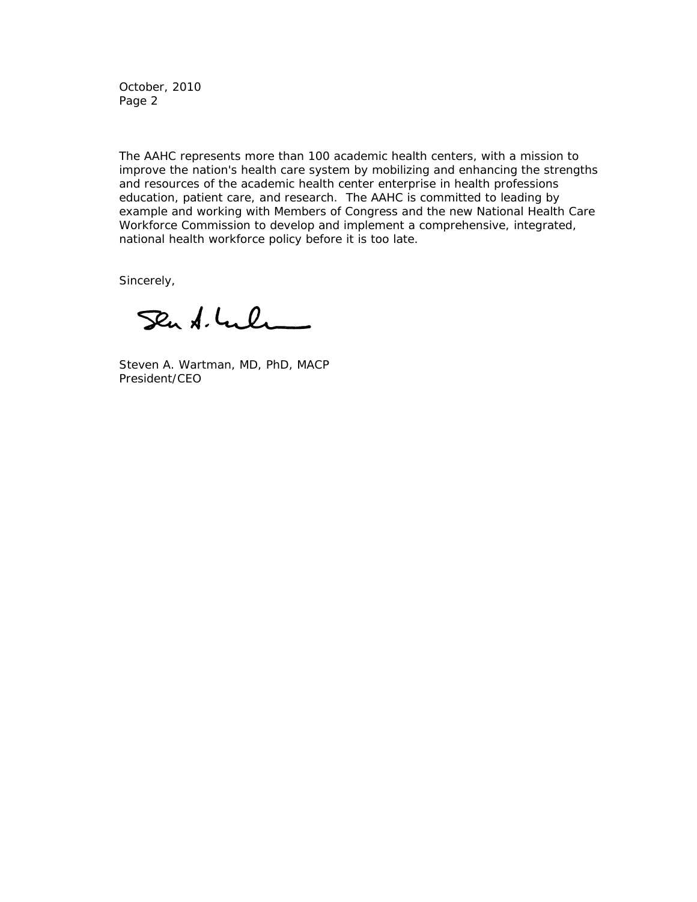The AAHC represents more than 100 academic health centers, with a mission to improve the nation's health care system by mobilizing and enhancing the strengths and resources of the academic health center enterprise in health professions education, patient care, and research. The AAHC is committed to leading by example and working with Members of Congress and the new National Health Care Workforce Commission to develop and implement a comprehensive, integrated, national health workforce policy before it is too late.

Sincerely,

Steven A. Wartman, MD, PhD, MACP
President/CEO